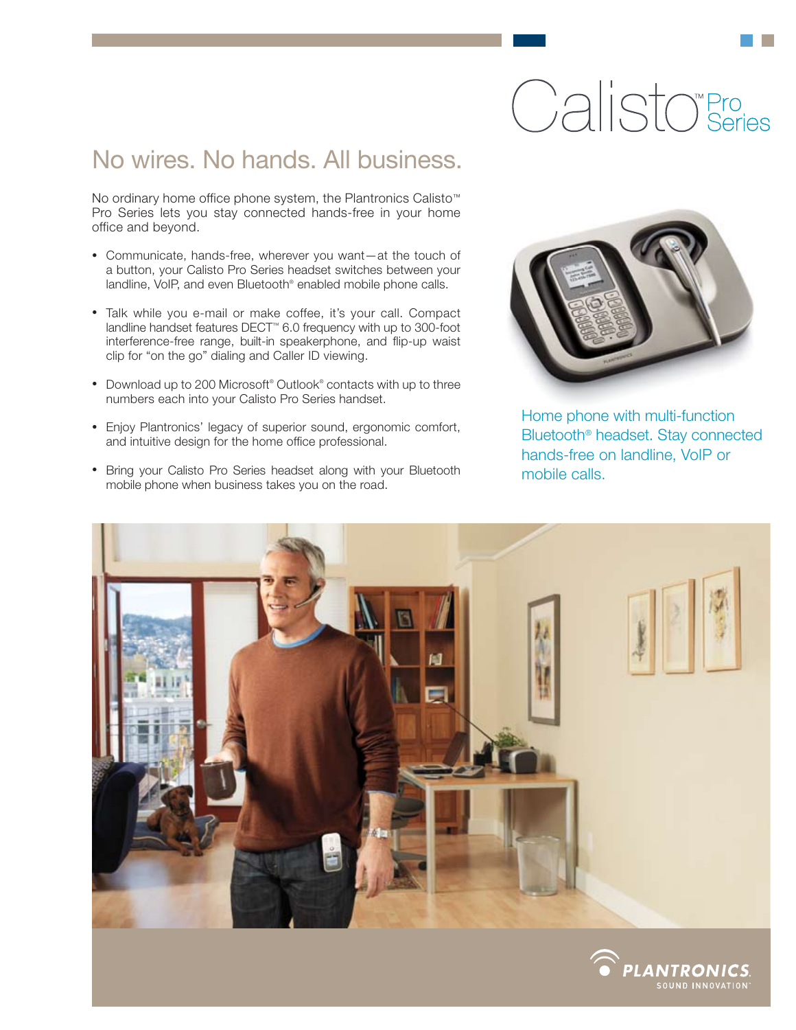# Calisto™ Pro Series

## No wires. No hands. All business.

No ordinary home office phone system, the Plantronics Calisto™ Pro Series lets you stay connected hands-free in your home office and beyond.

- Communicate, hands-free, wherever you want—at the touch of a button, your Calisto Pro Series headset switches between your landline, VoIP, and even Bluetooth® enabled mobile phone calls.
- Talk while you e-mail or make coffee, it's your call. Compact landline handset features DECT™ 6.0 frequency with up to 300-foot interference-free range, built-in speakerphone, and flip-up waist clip for "on the go" dialing and Caller ID viewing.
- Download up to 200 Microsoft® Outlook® contacts with up to three numbers each into your Calisto Pro Series handset.
- Enjoy Plantronics' legacy of superior sound, ergonomic comfort, and intuitive design for the home office professional.
- Bring your Calisto Pro Series headset along with your Bluetooth mobile phone when business takes you on the road.

Home phone with multi-function Bluetooth® headset. Stay connected hands-free on landline, VoIP or mobile calls.

PLANTRONICS. SOUND INNOVATION™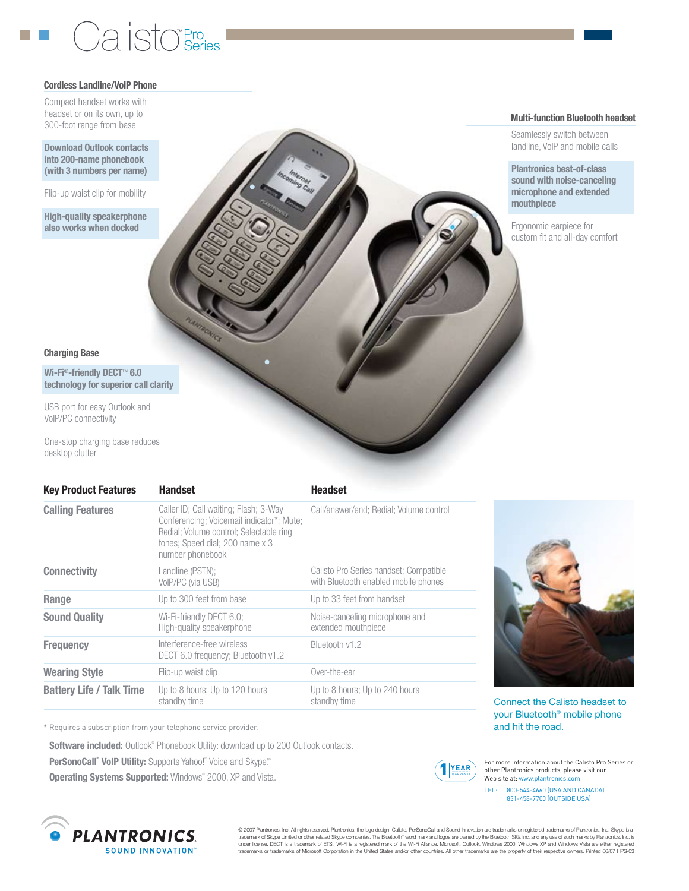# Calisto™ Pro Series

### Cordless Landline/VoIP Phone

Compact handset works with headset or on its own, up to 300-foot range from base

**Download Outlook contacts into 200-name phonebook (with 3 numbers per name)**

Flip-up waist clip for mobility

**High-quality speakerphone also works when docked**

### Multi-function Bluetooth headset

Seamlessly switch between landline, VoIP and mobile calls

**Plantronics best-of-class sound with noise-canceling microphone and extended mouthpiece**

Ergonomic earpiece for custom fit and all-day comfort

### Charging Base

**Wi-Fi®-friendly DECT™ 6.0 technology for superior call clarity**

USB port for easy Outlook and VoIP/PC connectivity

One-stop charging base reduces desktop clutter

| Key Product Features | Handset | Headset |
| --- | --- | --- |
| Calling Features | Caller ID; Call waiting; Flash; 3-Way Conferencing; Voicemail indicator*; Mute; Redial; Volume control; Selectable ring tones; Speed dial; 200 name x 3 number phonebook | Call/answer/end; Redial; Volume control |
| Connectivity | Landline (PSTN); VoIP/PC (via USB) | Calisto Pro Series handset; Compatible with Bluetooth enabled mobile phones |
| Range | Up to 300 feet from base | Up to 33 feet from handset |
| Sound Quality | Wi-Fi-friendly DECT 6.0; High-quality speakerphone | Noise-canceling microphone and extended mouthpiece |
| Frequency | Interference-free wireless DECT 6.0 frequency; Bluetooth v1.2 | Bluetooth v1.2 |
| Wearing Style | Flip-up waist clip | Over-the-ear |
| Battery Life / Talk Time | Up to 8 hours; Up to 120 hours standby time | Up to 8 hours; Up to 240 hours standby time |

\* Requires a subscription from your telephone service provider.

**Software included:** Outlook® Phonebook Utility: download up to 200 Outlook contacts.

**PerSonoCall® VoIP Utility:** Supports Yahoo!® Voice and Skype.™

**Operating Systems Supported:** Windows® 2000, XP and Vista.

Connect the Calisto headset to your Bluetooth® mobile phone and hit the road.

1 YEAR WARRANTY

For more information about the Calisto Pro Series or other Plantronics products, please visit our Web site at: www.plantronics.com

TEL: 800-544-4660 (USA AND CANADA)
831-458-7700 (OUTSIDE USA)

PLANTRONICS. SOUND INNOVATION™

© 2007 Plantronics, Inc. All rights reserved. Plantronics, the logo design, Calisto, PerSonoCall and Sound Innovation are trademarks or registered trademarks of Plantronics, Inc. Skype is a trademark of Skype Limited or other related Skype companies. The Bluetooth® word mark and logos are owned by the Bluetooth SIG, Inc. and any use of such marks by Plantronics, Inc. is under license. DECT is a trademark of ETSI. Wi-Fi is a registered mark of the Wi-Fi Alliance. Microsoft, Outlook, Windows 2000, Windows XP and Windows Vista are either registered trademarks or trademarks of Microsoft Corporation in the United States and/or other countries. All other trademarks are the property of their respective owners. Printed 06/07 HPS-03